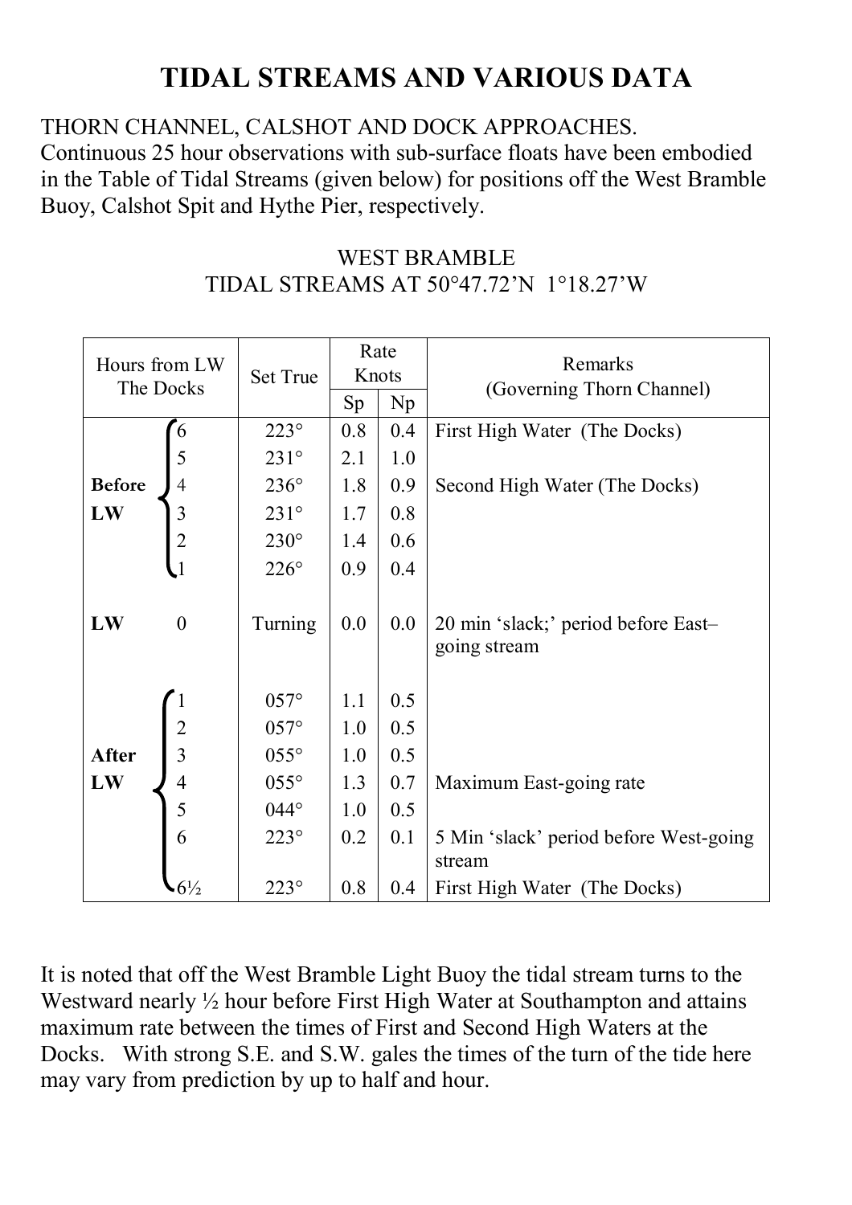# TIDAL STREAMS AND VARIOUS DATA

THORN CHANNEL, CALSHOT AND DOCK APPROACHES.
Continuous 25 hour observations with sub-surface floats have been embodied in the Table of Tidal Streams (given below) for positions off the West Bramble Buoy, Calshot Spit and Hythe Pier, respectively.

WEST BRAMBLE
TIDAL STREAMS AT 50°47.72'N 1°18.27'W

| Hours from LW The Docks | | Set True | Rate Knots | | Remarks (Governing Thorn Channel) |
|---|---|---|---|---|---|
| | | | Sp | Np | |
| **Before LW** | 6 | 223° | 0.8 | 0.4 | First High Water (The Docks) |
| | 5 | 231° | 2.1 | 1.0 | |
| | 4 | 236° | 1.8 | 0.9 | Second High Water (The Docks) |
| | 3 | 231° | 1.7 | 0.8 | |
| | 2 | 230° | 1.4 | 0.6 | |
| | 1 | 226° | 0.9 | 0.4 | |
| **LW** | 0 | Turning | 0.0 | 0.0 | 20 min 'slack;' period before East–going stream |
| **After LW** | 1 | 057° | 1.1 | 0.5 | |
| | 2 | 057° | 1.0 | 0.5 | |
| | 3 | 055° | 1.0 | 0.5 | |
| | 4 | 055° | 1.3 | 0.7 | Maximum East-going rate |
| | 5 | 044° | 1.0 | 0.5 | |
| | 6 | 223° | 0.2 | 0.1 | 5 Min 'slack' period before West-going stream |
| | 6½ | 223° | 0.8 | 0.4 | First High Water (The Docks) |

It is noted that off the West Bramble Light Buoy the tidal stream turns to the Westward nearly ½ hour before First High Water at Southampton and attains maximum rate between the times of First and Second High Waters at the Docks. With strong S.E. and S.W. gales the times of the turn of the tide here may vary from prediction by up to half and hour.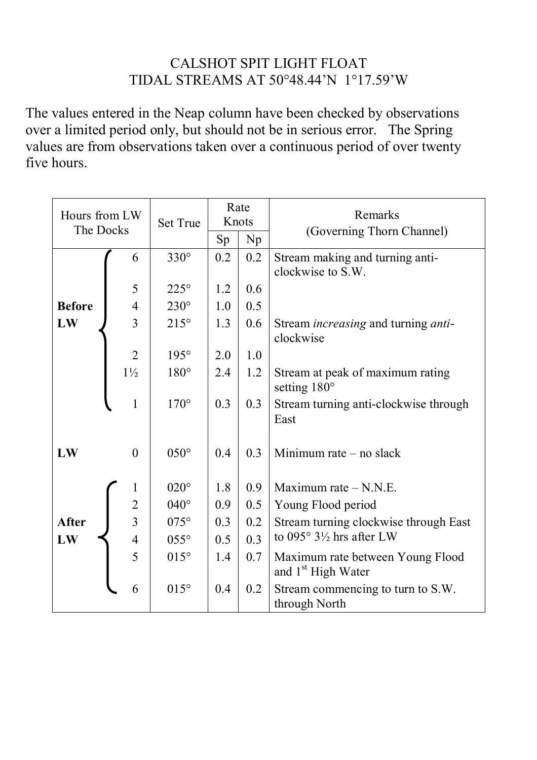# CALSHOT SPIT LIGHT FLOAT
## TIDAL STREAMS AT 50°48.44'N 1°17.59'W

The values entered in the Neap column have been checked by observations over a limited period only, but should not be in serious error. The Spring values are from observations taken over a continuous period of over twenty five hours.

| Hours from LW The Docks | | Set True | Rate Knots | | Remarks (Governing Thorn Channel) |
|---|---|---|---|---|---|
| | | | Sp | Np | |
| **Before LW** | 6 | 330° | 0.2 | 0.2 | Stream making and turning anti-clockwise to S.W. |
| | 5 | 225° | 1.2 | 0.6 | |
| | 4 | 230° | 1.0 | 0.5 | |
| | 3 | 215° | 1.3 | 0.6 | Stream *increasing* and turning *anti*-clockwise |
| | 2 | 195° | 2.0 | 1.0 | |
| | 1½ | 180° | 2.4 | 1.2 | Stream at peak of maximum rating setting 180° |
| | 1 | 170° | 0.3 | 0.3 | Stream turning anti-clockwise through East |
| **LW** | 0 | 050° | 0.4 | 0.3 | Minimum rate – no slack |
| **After LW** | 1 | 020° | 1.8 | 0.9 | Maximum rate – N.N.E. |
| | 2 | 040° | 0.9 | 0.5 | Young Flood period |
| | 3 | 075° | 0.3 | 0.2 | Stream turning clockwise through East to 095° 3½ hrs after LW |
| | 4 | 055° | 0.5 | 0.3 | |
| | 5 | 015° | 1.4 | 0.7 | Maximum rate between Young Flood and 1st High Water |
| | 6 | 015° | 0.4 | 0.2 | Stream commencing to turn to S.W. through North |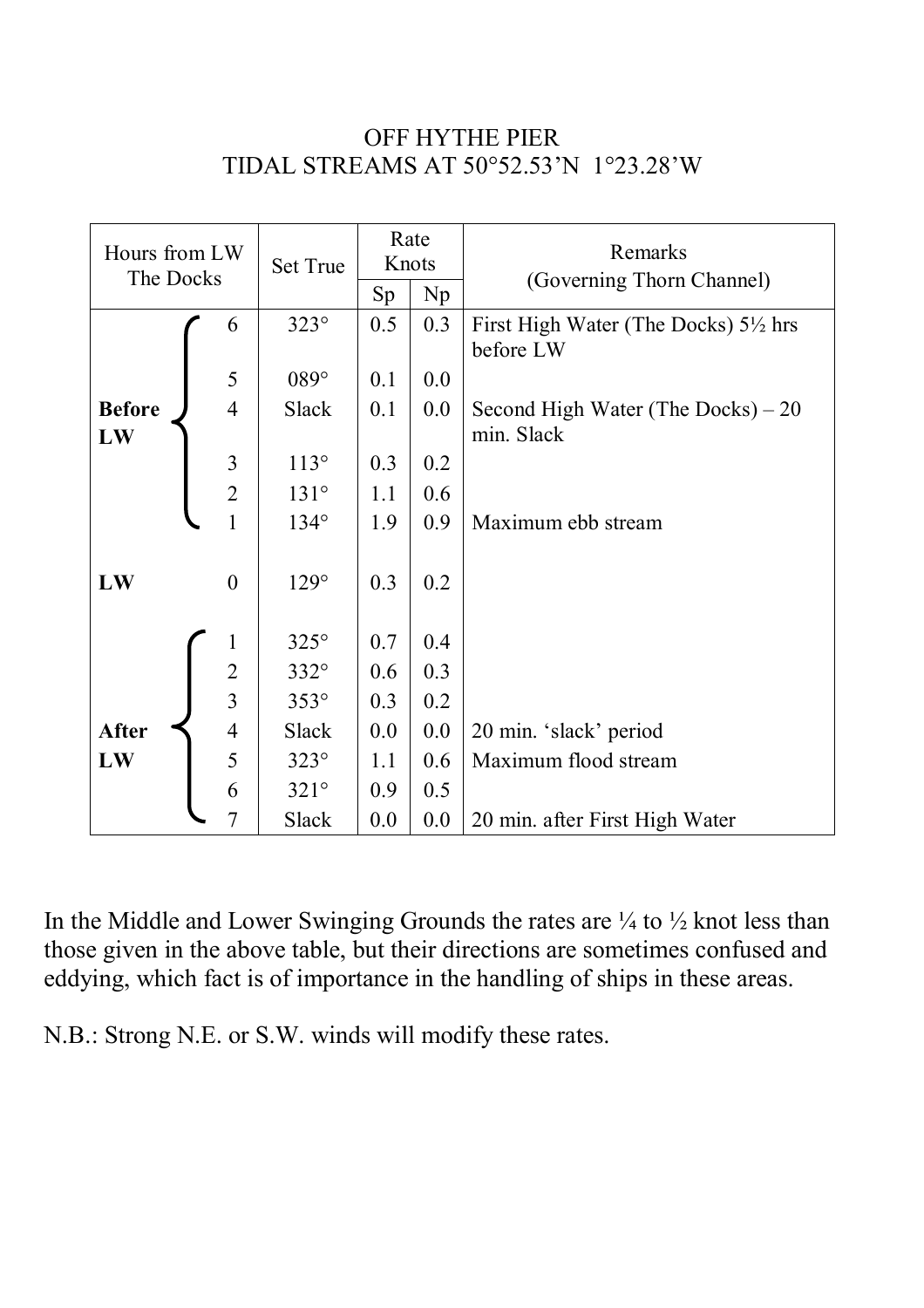# OFF HYTHE PIER
## TIDAL STREAMS AT 50°52.53'N 1°23.28'W

| Hours from LW The Docks | | Set True | Rate Knots | | Remarks (Governing Thorn Channel) |
|---|---|---|---|---|---|
| | | | Sp | Np | |
| **Before LW** | 6 | 323° | 0.5 | 0.3 | First High Water (The Docks) 5½ hrs before LW |
| | 5 | 089° | 0.1 | 0.0 | |
| | 4 | Slack | 0.1 | 0.0 | Second High Water (The Docks) – 20 min. Slack |
| | 3 | 113° | 0.3 | 0.2 | |
| | 2 | 131° | 1.1 | 0.6 | |
| | 1 | 134° | 1.9 | 0.9 | Maximum ebb stream |
| **LW** | 0 | 129° | 0.3 | 0.2 | |
| **After LW** | 1 | 325° | 0.7 | 0.4 | |
| | 2 | 332° | 0.6 | 0.3 | |
| | 3 | 353° | 0.3 | 0.2 | |
| | 4 | Slack | 0.0 | 0.0 | 20 min. 'slack' period |
| | 5 | 323° | 1.1 | 0.6 | Maximum flood stream |
| | 6 | 321° | 0.9 | 0.5 | |
| | 7 | Slack | 0.0 | 0.0 | 20 min. after First High Water |

In the Middle and Lower Swinging Grounds the rates are ¼ to ½ knot less than those given in the above table, but their directions are sometimes confused and eddying, which fact is of importance in the handling of ships in these areas.

N.B.: Strong N.E. or S.W. winds will modify these rates.